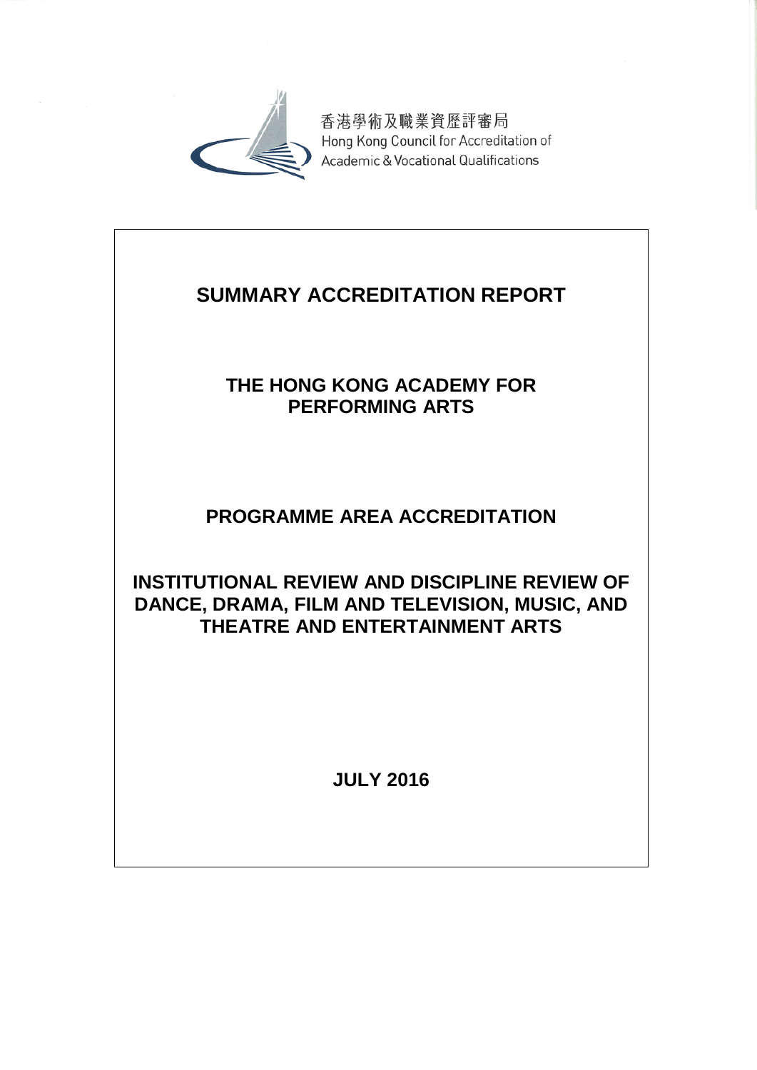香港學術及職業資歷評審局

Hong Kong Council for Accreditation of Academic & Vocational Qualifications

# SUMMARY ACCREDITATION REPORT

## THE HONG KONG ACADEMY FOR PERFORMING ARTS

## PROGRAMME AREA ACCREDITATION

## INSTITUTIONAL REVIEW AND DISCIPLINE REVIEW OF DANCE, DRAMA, FILM AND TELEVISION, MUSIC, AND THEATRE AND ENTERTAINMENT ARTS

**JULY 2016**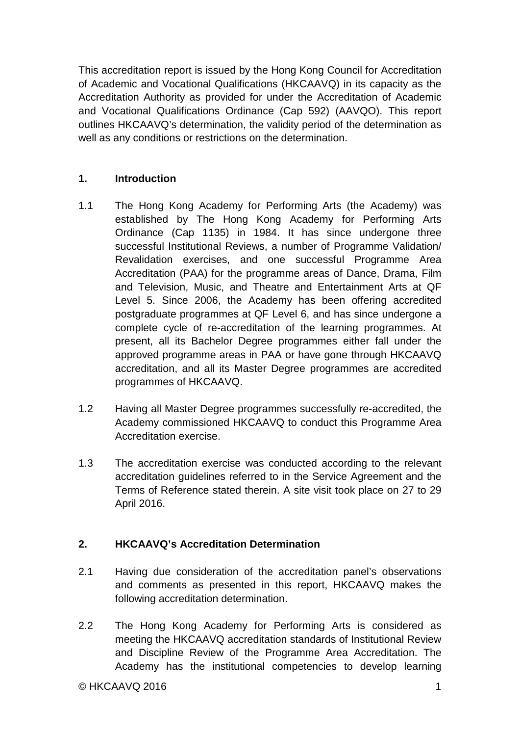This accreditation report is issued by the Hong Kong Council for Accreditation of Academic and Vocational Qualifications (HKCAAVQ) in its capacity as the Accreditation Authority as provided for under the Accreditation of Academic and Vocational Qualifications Ordinance (Cap 592) (AAVQO). This report outlines HKCAAVQ's determination, the validity period of the determination as well as any conditions or restrictions on the determination.

## 1. Introduction

1.1 The Hong Kong Academy for Performing Arts (the Academy) was established by The Hong Kong Academy for Performing Arts Ordinance (Cap 1135) in 1984. It has since undergone three successful Institutional Reviews, a number of Programme Validation/ Revalidation exercises, and one successful Programme Area Accreditation (PAA) for the programme areas of Dance, Drama, Film and Television, Music, and Theatre and Entertainment Arts at QF Level 5. Since 2006, the Academy has been offering accredited postgraduate programmes at QF Level 6, and has since undergone a complete cycle of re-accreditation of the learning programmes. At present, all its Bachelor Degree programmes either fall under the approved programme areas in PAA or have gone through HKCAAVQ accreditation, and all its Master Degree programmes are accredited programmes of HKCAAVQ.

1.2 Having all Master Degree programmes successfully re-accredited, the Academy commissioned HKCAAVQ to conduct this Programme Area Accreditation exercise.

1.3 The accreditation exercise was conducted according to the relevant accreditation guidelines referred to in the Service Agreement and the Terms of Reference stated therein. A site visit took place on 27 to 29 April 2016.

## 2. HKCAAVQ's Accreditation Determination

2.1 Having due consideration of the accreditation panel's observations and comments as presented in this report, HKCAAVQ makes the following accreditation determination.

2.2 The Hong Kong Academy for Performing Arts is considered as meeting the HKCAAVQ accreditation standards of Institutional Review and Discipline Review of the Programme Area Accreditation. The Academy has the institutional competencies to develop learning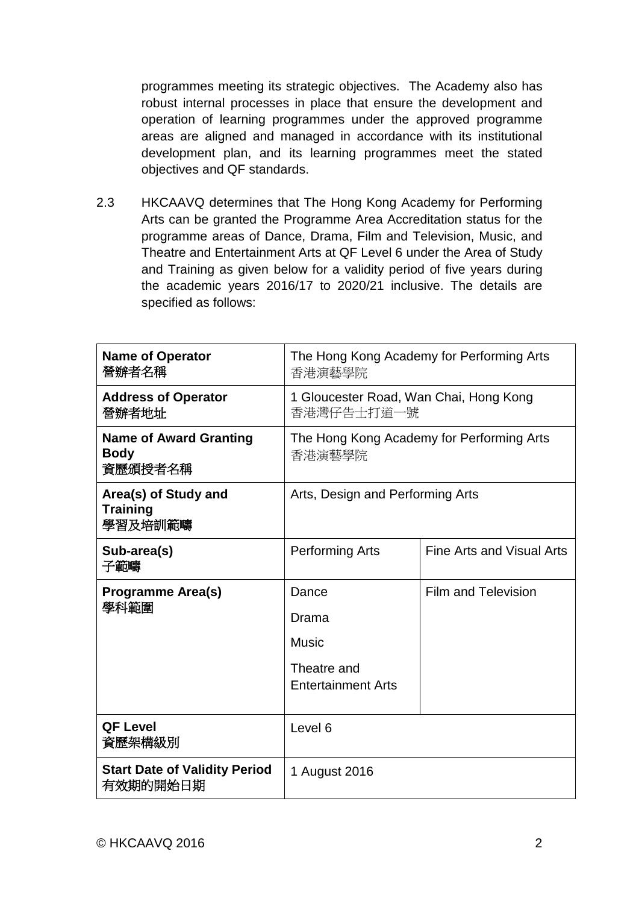programmes meeting its strategic objectives. The Academy also has robust internal processes in place that ensure the development and operation of learning programmes under the approved programme areas are aligned and managed in accordance with its institutional development plan, and its learning programmes meet the stated objectives and QF standards.

2.3 HKCAAVQ determines that The Hong Kong Academy for Performing Arts can be granted the Programme Area Accreditation status for the programme areas of Dance, Drama, Film and Television, Music, and Theatre and Entertainment Arts at QF Level 6 under the Area of Study and Training as given below for a validity period of five years during the academic years 2016/17 to 2020/21 inclusive. The details are specified as follows:

| | | |
|---|---|---|
| **Name of Operator**<br>**營辦者名稱** | The Hong Kong Academy for Performing Arts<br>香港演藝學院 | |
| **Address of Operator**<br>**營辦者地址** | 1 Gloucester Road, Wan Chai, Hong Kong<br>香港灣仔告士打道一號 | |
| **Name of Award Granting Body**<br>**資歷頒授者名稱** | The Hong Kong Academy for Performing Arts<br>香港演藝學院 | |
| **Area(s) of Study and Training**<br>**學習及培訓範疇** | Arts, Design and Performing Arts | |
| **Sub-area(s)**<br>**子範疇** | Performing Arts | Fine Arts and Visual Arts |
| **Programme Area(s)**<br>**學科範圍** | Dance<br>Drama<br>Music<br>Theatre and Entertainment Arts | Film and Television |
| **QF Level**<br>**資歷架構級別** | Level 6 | |
| **Start Date of Validity Period**<br>**有效期的開始日期** | 1 August 2016 | |

© HKCAAVQ 2016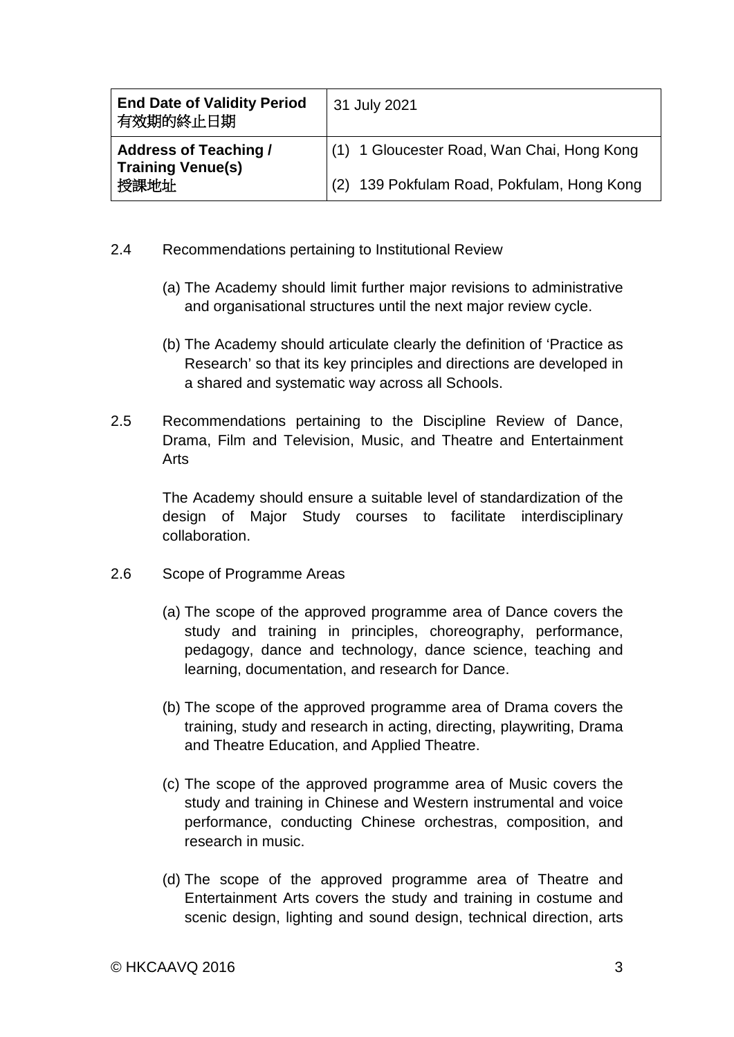| **End Date of Validity Period** 有效期的終止日期 | 31 July 2021 |
|---|---|
| **Address of Teaching / Training Venue(s)** 授課地址 | (1) 1 Gloucester Road, Wan Chai, Hong Kong<br>(2) 139 Pokfulam Road, Pokfulam, Hong Kong |

2.4 Recommendations pertaining to Institutional Review

(a) The Academy should limit further major revisions to administrative and organisational structures until the next major review cycle.

(b) The Academy should articulate clearly the definition of 'Practice as Research' so that its key principles and directions are developed in a shared and systematic way across all Schools.

2.5 Recommendations pertaining to the Discipline Review of Dance, Drama, Film and Television, Music, and Theatre and Entertainment Arts

The Academy should ensure a suitable level of standardization of the design of Major Study courses to facilitate interdisciplinary collaboration.

2.6 Scope of Programme Areas

(a) The scope of the approved programme area of Dance covers the study and training in principles, choreography, performance, pedagogy, dance and technology, dance science, teaching and learning, documentation, and research for Dance.

(b) The scope of the approved programme area of Drama covers the training, study and research in acting, directing, playwriting, Drama and Theatre Education, and Applied Theatre.

(c) The scope of the approved programme area of Music covers the study and training in Chinese and Western instrumental and voice performance, conducting Chinese orchestras, composition, and research in music.

(d) The scope of the approved programme area of Theatre and Entertainment Arts covers the study and training in costume and scenic design, lighting and sound design, technical direction, arts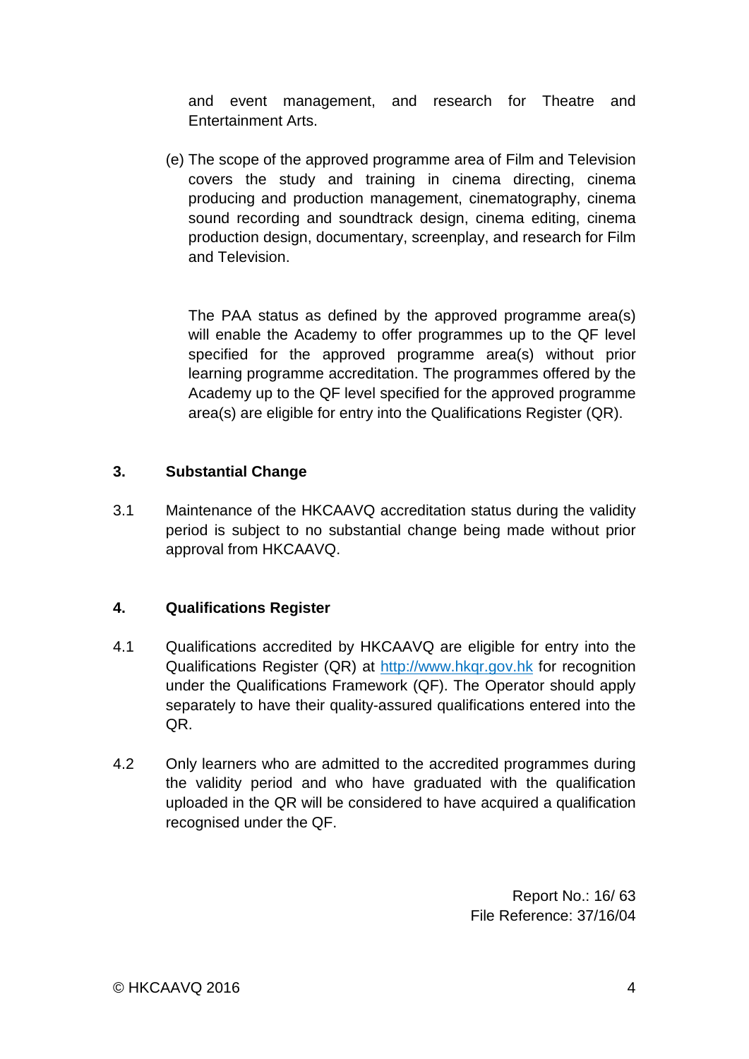and event management, and research for Theatre and Entertainment Arts.

(e) The scope of the approved programme area of Film and Television covers the study and training in cinema directing, cinema producing and production management, cinematography, cinema sound recording and soundtrack design, cinema editing, cinema production design, documentary, screenplay, and research for Film and Television.

The PAA status as defined by the approved programme area(s) will enable the Academy to offer programmes up to the QF level specified for the approved programme area(s) without prior learning programme accreditation. The programmes offered by the Academy up to the QF level specified for the approved programme area(s) are eligible for entry into the Qualifications Register (QR).

## 3. Substantial Change

3.1 Maintenance of the HKCAAVQ accreditation status during the validity period is subject to no substantial change being made without prior approval from HKCAAVQ.

## 4. Qualifications Register

4.1 Qualifications accredited by HKCAAVQ are eligible for entry into the Qualifications Register (QR) at http://www.hkqr.gov.hk for recognition under the Qualifications Framework (QF). The Operator should apply separately to have their quality-assured qualifications entered into the QR.

4.2 Only learners who are admitted to the accredited programmes during the validity period and who have graduated with the qualification uploaded in the QR will be considered to have acquired a qualification recognised under the QF.

Report No.: 16/ 63
File Reference: 37/16/04